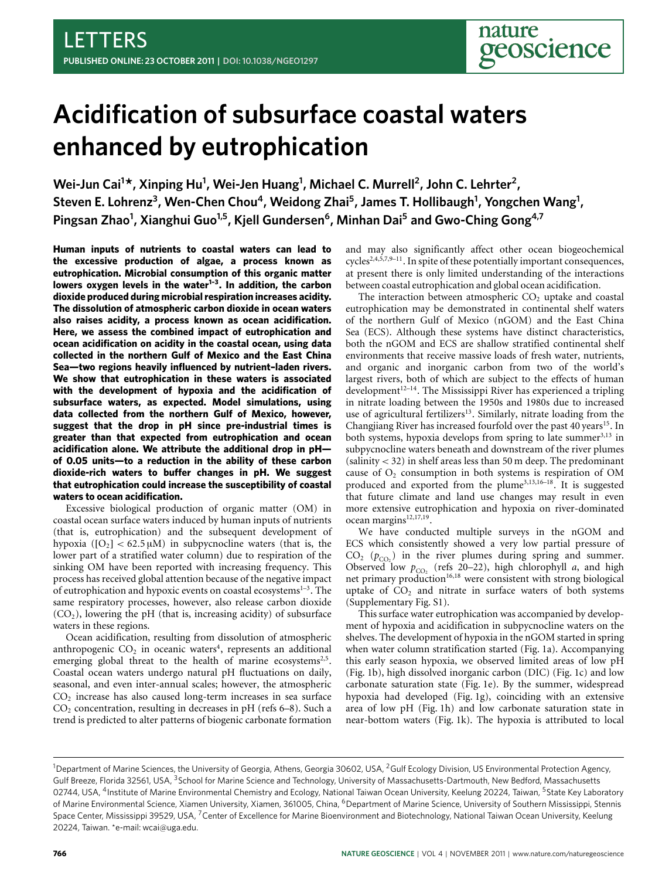LETTERS

# Acidification of subsurface coastal waters enhanced by eutrophication

**Wei-Jun Cai[1]\*, Xinping Hu[1], Wei-Jen Huang[1], Michael C. Murrell[2], John C. Lehrter[2], Steven E. Lohrenz[3], Wen-Chen Chou[4], Weidong Zhai[5], James T. Hollibaugh[1], Yongchen Wang[1], Pingsan Zhao[1], Xianghui Guo[1,5], Kjell Gundersen[6], Minhan Dai[5] and Gwo-Ching Gong[4,7]**

**Human inputs of nutrients to coastal waters can lead to the excessive production of algae, a process known as eutrophication. Microbial consumption of this organic matter lowers oxygen levels in the water[1–3]. In addition, the carbon dioxide produced during microbial respiration increases acidity. The dissolution of atmospheric carbon dioxide in ocean waters also raises acidity, a process known as ocean acidification. Here, we assess the combined impact of eutrophication and ocean acidification on acidity in the coastal ocean, using data collected in the northern Gulf of Mexico and the East China Sea—two regions heavily influenced by nutrient-laden rivers. We show that eutrophication in these waters is associated with the development of hypoxia and the acidification of subsurface waters, as expected. Model simulations, using data collected from the northern Gulf of Mexico, however, suggest that the drop in pH since pre-industrial times is greater than that expected from eutrophication and ocean acidification alone. We attribute the additional drop in pH—of 0.05 units—to a reduction in the ability of these carbon dioxide-rich waters to buffer changes in pH. We suggest that eutrophication could increase the susceptibility of coastal waters to ocean acidification.**

Excessive biological production of organic matter (OM) in coastal ocean surface waters induced by human inputs of nutrients (that is, eutrophication) and the subsequent development of hypoxia ($[O_2] < 62.5\,\mu M$) in subpycnocline waters (that is, the lower part of a stratified water column) due to respiration of the sinking OM have been reported with increasing frequency. This process has received global attention because of the negative impact of eutrophication and hypoxic events on coastal ecosystems[1–3]. The same respiratory processes, however, also release carbon dioxide ($CO_2$), lowering the pH (that is, increasing acidity) of subsurface waters in these regions.

Ocean acidification, resulting from dissolution of atmospheric anthropogenic $CO_2$ in oceanic waters[4], represents an additional emerging global threat to the health of marine ecosystems[2,5]. Coastal ocean waters undergo natural pH fluctuations on daily, seasonal, and even inter-annual scales; however, the atmospheric $CO_2$ increase has also caused long-term increases in sea surface $CO_2$ concentration, resulting in decreases in pH (refs 6–8). Such a trend is predicted to alter patterns of biogenic carbonate formation and may also significantly affect other ocean biogeochemical cycles[2,4,5,7,9–11]. In spite of these potentially important consequences, at present there is only limited understanding of the interactions between coastal eutrophication and global ocean acidification.

The interaction between atmospheric $CO_2$ uptake and coastal eutrophication may be demonstrated in continental shelf waters of the northern Gulf of Mexico (nGOM) and the East China Sea (ECS). Although these systems have distinct characteristics, both the nGOM and ECS are shallow stratified continental shelf environments that receive massive loads of fresh water, nutrients, and organic and inorganic carbon from two of the world's largest rivers, both of which are subject to the effects of human development[12–14]. The Mississippi River has experienced a tripling in nitrate loading between the 1950s and 1980s due to increased use of agricultural fertilizers[13]. Similarly, nitrate loading from the Changjiang River has increased fourfold over the past 40 years[15]. In both systems, hypoxia develops from spring to late summer[3,13] in subpycnocline waters beneath and downstream of the river plumes (salinity < 32) in shelf areas less than 50 m deep. The predominant cause of $O_2$ consumption in both systems is respiration of OM produced and exported from the plume[3,13,16–18]. It is suggested that future climate and land use changes may result in even more extensive eutrophication and hypoxia on river-dominated ocean margins[12,17,19].

We have conducted multiple surveys in the nGOM and ECS which consistently showed a very low partial pressure of $CO_2$ ($p_{CO_2}$) in the river plumes during spring and summer. Observed low $p_{CO_2}$ (refs 20–22), high chlorophyll *a*, and high net primary production[16,18] were consistent with strong biological uptake of $CO_2$ and nitrate in surface waters of both systems (Supplementary Fig. S1).

This surface water eutrophication was accompanied by development of hypoxia and acidification in subpycnocline waters on the shelves. The development of hypoxia in the nGOM started in spring when water column stratification started (Fig. 1a). Accompanying this early season hypoxia, we observed limited areas of low pH (Fig. 1b), high dissolved inorganic carbon (DIC) (Fig. 1c) and low carbonate saturation state (Fig. 1e). By the summer, widespread hypoxia had developed (Fig. 1g), coinciding with an extensive area of low pH (Fig. 1h) and low carbonate saturation state in near-bottom waters (Fig. 1k). The hypoxia is attributed to local

[1]Department of Marine Sciences, the University of Georgia, Athens, Georgia 30602, USA, [2]Gulf Ecology Division, US Environmental Protection Agency, Gulf Breeze, Florida 32561, USA, [3]School for Marine Science and Technology, University of Massachusetts-Dartmouth, New Bedford, Massachusetts 02744, USA, [4]Institute of Marine Environmental Chemistry and Ecology, National Taiwan Ocean University, Keelung 20224, Taiwan, [5]State Key Laboratory of Marine Environmental Science, Xiamen University, Xiamen, 361005, China, [6]Department of Marine Science, University of Southern Mississippi, Stennis Space Center, Mississippi 39529, USA, [7]Center of Excellence for Marine Bioenvironment and Biotechnology, National Taiwan Ocean University, Keelung 20224, Taiwan. \*e-mail: wcai@uga.edu.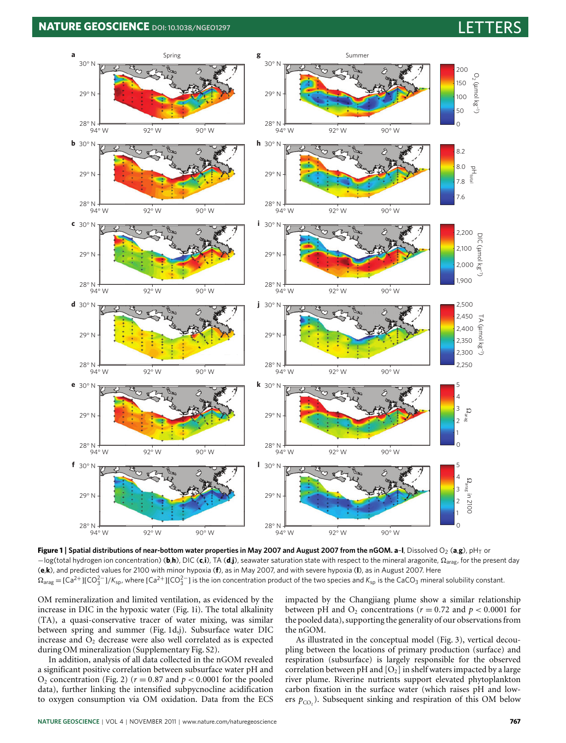**Figure 1 | Spatial distributions of near-bottom water properties in May 2007 and August 2007 from the nGOM. a–l**, Dissolved $O_2$ (**a**,**g**), $pH_T$ or −log(total hydrogen ion concentration) (**b**,**h**), DIC (**c**,**i**), TA (**d**,**j**), seawater saturation state with respect to the mineral aragonite, $\Omega_{arag}$, for the present day (**e**,**k**), and predicted values for 2100 with minor hypoxia (**f**), as in May 2007, and with severe hypoxia (**l**), as in August 2007. Here $\Omega_{arag} = [Ca^{2+}][CO_3^{2-}]/K_{sp}$, where $[Ca^{2+}][CO_3^{2-}]$ is the ion concentration product of the two species and $K_{sp}$ is the $CaCO_3$ mineral solubility constant.

OM remineralization and limited ventilation, as evidenced by the increase in DIC in the hypoxic water (Fig. 1i). The total alkalinity (TA), a quasi-conservative tracer of water mixing, was similar between spring and summer (Fig. 1d,j). Subsurface water DIC increase and $O_2$ decrease were also well correlated as is expected during OM mineralization (Supplementary Fig. S2).

In addition, analysis of all data collected in the nGOM revealed a significant positive correlation between subsurface water pH and $O_2$ concentration (Fig. 2) ($r = 0.87$ and $p < 0.0001$ for the pooled data), further linking the intensified subpycnocline acidification to oxygen consumption via OM oxidation. Data from the ECS impacted by the Changjiang plume show a similar relationship between pH and $O_2$ concentrations ($r = 0.72$ and $p < 0.0001$ for the pooled data), supporting the generality of our observations from the nGOM.

As illustrated in the conceptual model (Fig. 3), vertical decoupling between the locations of primary production (surface) and respiration (subsurface) is largely responsible for the observed correlation between pH and $[O_2]$ in shelf waters impacted by a large river plume. Riverine nutrients support elevated phytoplankton carbon fixation in the surface water (which raises pH and lowers $p_{CO_2}$). Subsequent sinking and respiration of this OM below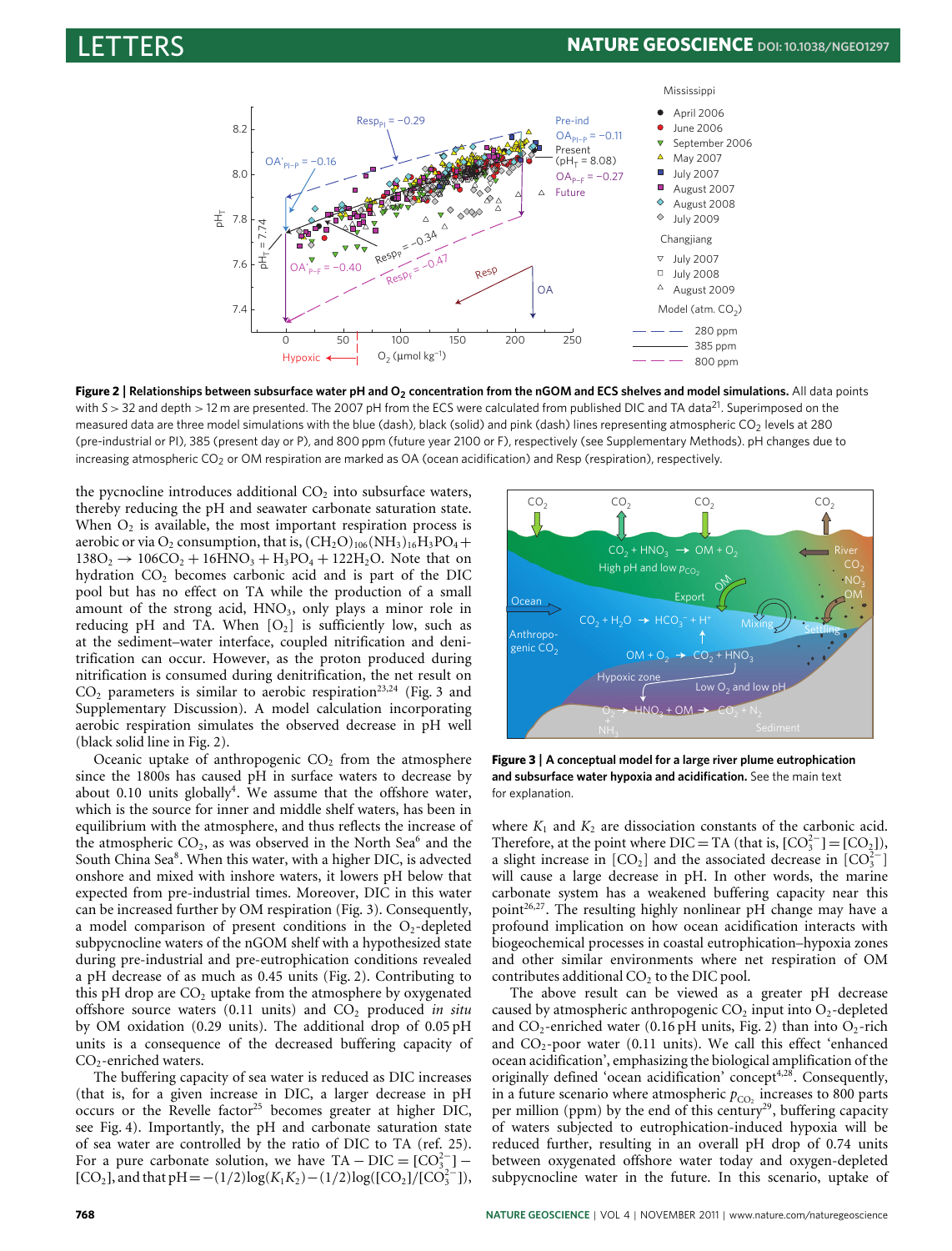**Figure 2 | Relationships between subsurface water pH and $O_2$ concentration from the nGOM and ECS shelves and model simulations.** All data points with $S > 32$ and depth > 12 m are presented. The 2007 pH from the ECS were calculated from published DIC and TA data[21]. Superimposed on the measured data are three model simulations with the blue (dash), black (solid) and pink (dash) lines representing atmospheric $CO_2$ levels at 280 (pre-industrial or PI), 385 (present day or P), and 800 ppm (future year 2100 or F), respectively (see Supplementary Methods). pH changes due to increasing atmospheric $CO_2$ or OM respiration are marked as OA (ocean acidification) and Resp (respiration), respectively.

the pycnocline introduces additional $CO_2$ into subsurface waters, thereby reducing the pH and seawater carbonate saturation state. When $O_2$ is available, the most important respiration process is aerobic or via $O_2$ consumption, that is, $(CH_2O)_{106}(NH_3)_{16}H_3PO_4 + 138O_2 \rightarrow 106CO_2 + 16HNO_3 + H_3PO_4 + 122H_2O$. Note that on hydration $CO_2$ becomes carbonic acid and is part of the DIC pool but has no effect on TA while the production of a small amount of the strong acid, $HNO_3$, only plays a minor role in reducing pH and TA. When $[O_2]$ is sufficiently low, such as at the sediment–water interface, coupled nitrification and denitrification can occur. However, as the proton produced during nitrification is consumed during denitrification, the net result on $CO_2$ parameters is similar to aerobic respiration[23,24] (Fig. 3 and Supplementary Discussion). A model calculation incorporating aerobic respiration simulates the observed decrease in pH well (black solid line in Fig. 2).

Oceanic uptake of anthropogenic $CO_2$ from the atmosphere since the 1800s has caused pH in surface waters to decrease by about 0.10 units globally[4]. We assume that the offshore water, which is the source for inner and middle shelf waters, has been in equilibrium with the atmosphere, and thus reflects the increase of the atmospheric $CO_2$, as was observed in the North Sea[6] and the South China Sea[8]. When this water, with a higher DIC, is advected onshore and mixed with inshore waters, it lowers pH below that expected from pre-industrial times. Moreover, DIC in this water can be increased further by OM respiration (Fig. 3). Consequently, a model comparison of present conditions in the $O_2$-depleted subpycnocline waters of the nGOM shelf with a hypothesized state during pre-industrial and pre-eutrophication conditions revealed a pH decrease of as much as 0.45 units (Fig. 2). Contributing to this pH drop are $CO_2$ uptake from the atmosphere by oxygenated offshore source waters (0.11 units) and $CO_2$ produced *in situ* by OM oxidation (0.29 units). The additional drop of 0.05 pH units is a consequence of the decreased buffering capacity of $CO_2$-enriched waters.

The buffering capacity of sea water is reduced as DIC increases (that is, for a given increase in DIC, a larger decrease in pH occurs or the Revelle factor[25] becomes greater at higher DIC, see Fig. 4). Importantly, the pH and carbonate saturation state of sea water are controlled by the ratio of DIC to TA (ref. 25). For a pure carbonate solution, we have $TA - DIC = [CO_3^{2-}] - [CO_2]$, and that $pH = -(1/2)\log(K_1K_2) - (1/2)\log([CO_2]/[CO_3^{2-}])$,

**Figure 3 | A conceptual model for a large river plume eutrophication and subsurface water hypoxia and acidification.** See the main text for explanation.

where $K_1$ and $K_2$ are dissociation constants of the carbonic acid. Therefore, at the point where DIC = TA (that is, $[CO_3^{2-}] = [CO_2]$), a slight increase in $[CO_2]$ and the associated decrease in $[CO_3^{2-}]$ will cause a large decrease in pH. In other words, the marine carbonate system has a weakened buffering capacity near this point[26,27]. The resulting highly nonlinear pH change may have a profound implication on how ocean acidification interacts with biogeochemical processes in coastal eutrophication–hypoxia zones and other similar environments where net respiration of OM contributes additional $CO_2$ to the DIC pool.

The above result can be viewed as a greater pH decrease caused by atmospheric anthropogenic $CO_2$ input into $O_2$-depleted and $CO_2$-enriched water (0.16 pH units, Fig. 2) than into $O_2$-rich and $CO_2$-poor water (0.11 units). We call this effect 'enhanced ocean acidification', emphasizing the biological amplification of the originally defined 'ocean acidification' concept[4,28]. Consequently, in a future scenario where atmospheric $p_{CO_2}$ increases to 800 parts per million (ppm) by the end of this century[29], buffering capacity of waters subjected to eutrophication-induced hypoxia will be reduced further, resulting in an overall pH drop of 0.74 units between oxygenated offshore water today and oxygen-depleted subpycnocline water in the future. In this scenario, uptake of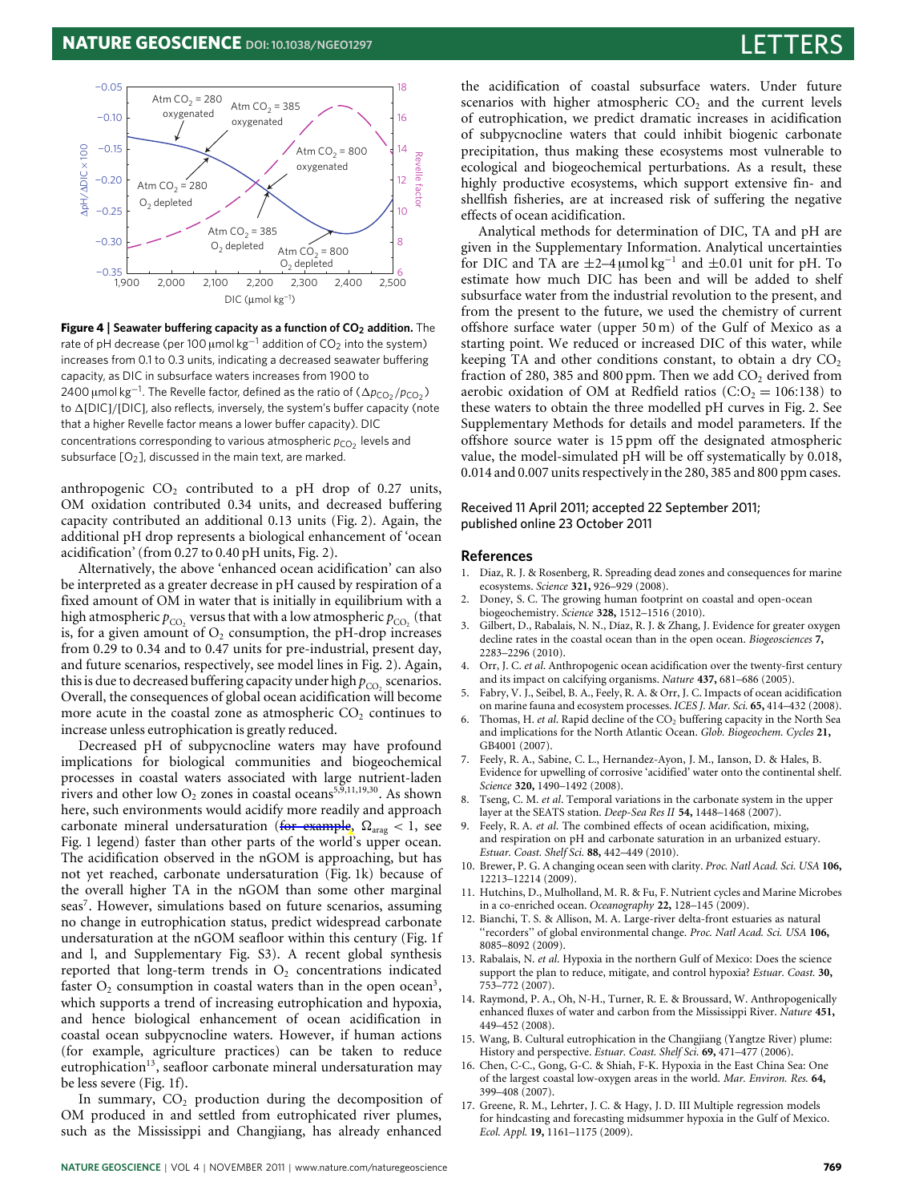**Figure 4 | Seawater buffering capacity as a function of $CO_2$ addition.** The rate of pH decrease (per 100 μmol kg$^{-1}$ addition of $CO_2$ into the system) increases from 0.1 to 0.3 units, indicating a decreased seawater buffering capacity, as DIC in subsurface waters increases from 1900 to 2400 μmol kg$^{-1}$. The Revelle factor, defined as the ratio of ($\Delta p_{CO_2}/p_{CO_2}$) to $\Delta$[DIC]/[DIC], also reflects, inversely, the system's buffer capacity (note that a higher Revelle factor means a lower buffer capacity). DIC concentrations corresponding to various atmospheric $p_{CO_2}$ levels and subsurface [$O_2$], discussed in the main text, are marked.

anthropogenic $CO_2$ contributed to a pH drop of 0.27 units, OM oxidation contributed 0.34 units, and decreased buffering capacity contributed an additional 0.13 units (Fig. 2). Again, the additional pH drop represents a biological enhancement of 'ocean acidification' (from 0.27 to 0.40 pH units, Fig. 2).

Alternatively, the above 'enhanced ocean acidification' can also be interpreted as a greater decrease in pH caused by respiration of a fixed amount of OM in water that is initially in equilibrium with a high atmospheric $p_{CO_2}$ versus that with a low atmospheric $p_{CO_2}$ (that is, for a given amount of $O_2$ consumption, the pH-drop increases from 0.29 to 0.34 and to 0.47 units for pre-industrial, present day, and future scenarios, respectively, see model lines in Fig. 2). Again, this is due to decreased buffering capacity under high $p_{CO_2}$ scenarios. Overall, the consequences of global ocean acidification will become more acute in the coastal zone as atmospheric $CO_2$ continues to increase unless eutrophication is greatly reduced.

Decreased pH of subpycnocline waters may have profound implications for biological communities and biogeochemical processes in coastal waters associated with large nutrient-laden rivers and other low $O_2$ zones in coastal oceans[5,9,11,19,30]. As shown here, such environments would acidify more readily and approach carbonate mineral undersaturation (for example, $\Omega_{arag} < 1$, see Fig. 1 legend) faster than other parts of the world's upper ocean. The acidification observed in the nGOM is approaching, but has not yet reached, carbonate undersaturation (Fig. 1k) because of the overall higher TA in the nGOM than some other marginal seas[7]. However, simulations based on future scenarios, assuming no change in eutrophication status, predict widespread carbonate undersaturation at the nGOM seafloor within this century (Fig. 1f and l, and Supplementary Fig. S3). A recent global synthesis reported that long-term trends in $O_2$ concentrations indicated faster $O_2$ consumption in coastal waters than in the open ocean[3], which supports a trend of increasing eutrophication and hypoxia, and hence biological enhancement of ocean acidification in coastal ocean subpycnocline waters. However, if human actions (for example, agriculture practices) can be taken to reduce eutrophication[13], seafloor carbonate mineral undersaturation may be less severe (Fig. 1f).

In summary, $CO_2$ production during the decomposition of OM produced in and settled from eutrophicated river plumes, such as the Mississippi and Changjiang, has already enhanced the acidification of coastal subsurface waters. Under future scenarios with higher atmospheric $CO_2$ and the current levels of eutrophication, we predict dramatic increases in acidification of subpycnocline waters that could inhibit biogenic carbonate precipitation, thus making these ecosystems most vulnerable to ecological and biogeochemical perturbations. As a result, these highly productive ecosystems, which support extensive fin- and shellfish fisheries, are at increased risk of suffering the negative effects of ocean acidification.

Analytical methods for determination of DIC, TA and pH are given in the Supplementary Information. Analytical uncertainties for DIC and TA are ±2–4 μmol kg$^{-1}$ and ±0.01 unit for pH. To estimate how much DIC has been and will be added to shelf subsurface water from the industrial revolution to the present, and from the present to the future, we used the chemistry of current offshore surface water (upper 50 m) of the Gulf of Mexico as a starting point. We reduced or increased DIC of this water, while keeping TA and other conditions constant, to obtain a dry $CO_2$ fraction of 280, 385 and 800 ppm. Then we add $CO_2$ derived from aerobic oxidation of OM at Redfield ratios ($C:O_2 = 106:138$) to these waters to obtain the three modelled pH curves in Fig. 2. See Supplementary Methods for details and model parameters. If the offshore source water is 15 ppm off the designated atmospheric value, the model-simulated pH will be off systematically by 0.018, 0.014 and 0.007 units respectively in the 280, 385 and 800 ppm cases.

Received 11 April 2011; accepted 22 September 2011; published online 23 October 2011

## References

1. Diaz, R. J. & Rosenberg, R. Spreading dead zones and consequences for marine ecosystems. *Science* **321,** 926–929 (2008).
2. Doney, S. C. The growing human footprint on coastal and open-ocean biogeochemistry. *Science* **328,** 1512–1516 (2010).
3. Gilbert, D., Rabalais, N. N., Díaz, R. J. & Zhang, J. Evidence for greater oxygen decline rates in the coastal ocean than in the open ocean. *Biogeosciences* **7,** 2283–2296 (2010).
4. Orr, J. C. *et al.* Anthropogenic ocean acidification over the twenty-first century and its impact on calcifying organisms. *Nature* **437,** 681–686 (2005).
5. Fabry, V. J., Seibel, B. A., Feely, R. A. & Orr, J. C. Impacts of ocean acidification on marine fauna and ecosystem processes. *ICES J. Mar. Sci.* **65,** 414–432 (2008).
6. Thomas, H. *et al.* Rapid decline of the $CO_2$ buffering capacity in the North Sea and implications for the North Atlantic Ocean. *Glob. Biogeochem. Cycles* **21,** GB4001 (2007).
7. Feely, R. A., Sabine, C. L., Hernandez-Ayon, J. M., Ianson, D. & Hales, B. Evidence for upwelling of corrosive 'acidified' water onto the continental shelf. *Science* **320,** 1490–1492 (2008).
8. Tseng, C. M. *et al.* Temporal variations in the carbonate system in the upper layer at the SEATS station. *Deep-Sea Res II* **54,** 1448–1468 (2007).
9. Feely, R. A. *et al.* The combined effects of ocean acidification, mixing, and respiration on pH and carbonate saturation in an urbanized estuary. *Estuar. Coast. Shelf Sci.* **88,** 442–449 (2010).
10. Brewer, P. G. A changing ocean seen with clarity. *Proc. Natl Acad. Sci. USA* **106,** 12213–12214 (2009).
11. Hutchins, D., Mulholland, M. R. & Fu, F. Nutrient cycles and Marine Microbes in a co-enriched ocean. *Oceanography* **22,** 128–145 (2009).
12. Bianchi, T. S. & Allison, M. A. Large-river delta-front estuaries as natural "recorders" of global environmental change. *Proc. Natl Acad. Sci. USA* **106,** 8085–8092 (2009).
13. Rabalais, N. *et al.* Hypoxia in the northern Gulf of Mexico: Does the science support the plan to reduce, mitigate, and control hypoxia? *Estuar. Coast.* **30,** 753–772 (2007).
14. Raymond, P. A., Oh, N-H., Turner, R. E. & Broussard, W. Anthropogenically enhanced fluxes of water and carbon from the Mississippi River. *Nature* **451,** 449–452 (2008).
15. Wang, B. Cultural eutrophication in the Changjiang (Yangtze River) plume: History and perspective. *Estuar. Coast. Shelf Sci.* **69,** 471–477 (2006).
16. Chen, C-C., Gong, G-C. & Shiah, F-K. Hypoxia in the East China Sea: One of the largest coastal low-oxygen areas in the world. *Mar. Environ. Res.* **64,** 399–408 (2007).
17. Greene, R. M., Lehrter, J. C. & Hagy, J. D. III Multiple regression models for hindcasting and forecasting midsummer hypoxia in the Gulf of Mexico. *Ecol. Appl.* **19,** 1161–1175 (2009).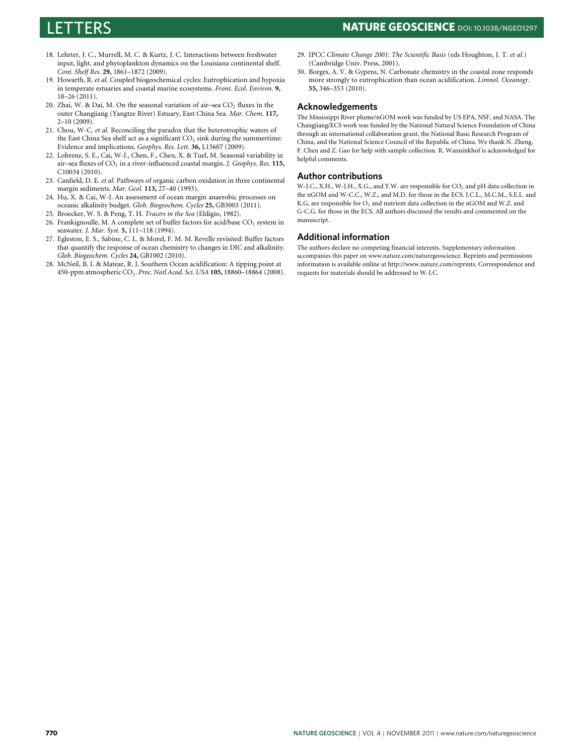18. Lehrter, J. C., Murrell, M. C. & Kurtz, J. C. Interactions between freshwater input, light, and phytoplankton dynamics on the Louisiana continental shelf. *Cont. Shelf Res.* **29,** 1861–1872 (2009).
19. Howarth, R. *et al.* Coupled biogeochemical cycles: Eutrophication and hypoxia in temperate estuaries and coastal marine ecosystems. *Front. Ecol. Environ.* **9,** 18–26 (2011).
20. Zhai, W. & Dai, M. On the seasonal variation of air–sea $CO_2$ fluxes in the outer Changjiang (Yangtze River) Estuary, East China Sea. *Mar. Chem.* **117,** 2–10 (2009).
21. Chou, W-C. *et al.* Reconciling the paradox that the heterotrophic waters of the East China Sea shelf act as a significant $CO_2$ sink during the summertime: Evidence and implications. *Geophys. Res. Lett.* **36,** L15607 (2009).
22. Lohrenz, S. E., Cai, W-J., Chen, F., Chen, X. & Tuel, M. Seasonal variability in air–sea fluxes of $CO_2$ in a river-influenced coastal margin. *J. Geophys. Res.* **115,** C10034 (2010).
23. Canfield, D. E. *et al.* Pathways of organic carbon oxidation in three continental margin sediments. *Mar. Geol.* **113,** 27–40 (1993).
24. Hu, X. & Cai, W-J. An assessment of ocean margin anaerobic processes on oceanic alkalinity budget. *Glob. Biogeochem. Cycles* **25,** GB3003 (2011).
25. Broecker, W. S. & Peng, T. H. *Tracers in the Sea* (Eldigio, 1982).
26. Frankignoulle, M. A complete set of buffer factors for acid/base $CO_2$ system in seawater. *J. Mar. Syst.* **5,** 111–118 (1994).
27. Egleston, E. S., Sabine, C. L. & Morel, F. M. M. Revelle revisited: Buffer factors that quantify the response of ocean chemistry to changes in DIC and alkalinity. *Glob. Biogeochem. Cycles* **24,** GB1002 (2010).
28. McNeil, B. I. & Matear, R. J. Southern Ocean acidification: A tipping point at 450-ppm atmospheric $CO_2$. *Proc. Natl Acad. Sci. USA* **105,** 18860–18864 (2008).
29. IPCC *Climate Change 2001: The Scientific Basis* (eds Houghton, J. T. *et al.*) (Cambridge Univ. Press, 2001).
30. Borges, A. V. & Gypens, N. Carbonate chemistry in the coastal zone responds more strongly to eutrophication than ocean acidification. *Limnol. Oceanogr.* **55,** 346–353 (2010).

## Acknowledgements

The Mississippi River plume/nGOM work was funded by US EPA, NSF, and NASA. The Changjiang/ECS work was funded by the National Natural Science Foundation of China through an international collaboration grant, the National Basic Research Program of China, and the National Science Council of the Republic of China. We thank N. Zheng, F. Chen and Z. Gao for help with sample collection. R. Wanninkhof is acknowledged for helpful comments.

## Author contributions

W-J.C., X.H., W-J.H., X.G., and Y.W. are responsible for $CO_2$ and pH data collection in the nGOM and W-C.C., W.Z., and M.D. for those in the ECS. J.C.L., M.C.M., S.E.L. and K.G. are responsible for $O_2$ and nutrient data collection in the nGOM and W.Z. and G-C.G. for those in the ECS. All authors discussed the results and commented on the manuscript.

## Additional information

The authors declare no competing financial interests. Supplementary information accompanies this paper on www.nature.com/naturegeoscience. Reprints and permissions information is available online at http://www.nature.com/reprints. Correspondence and requests for materials should be addressed to W-J.C.